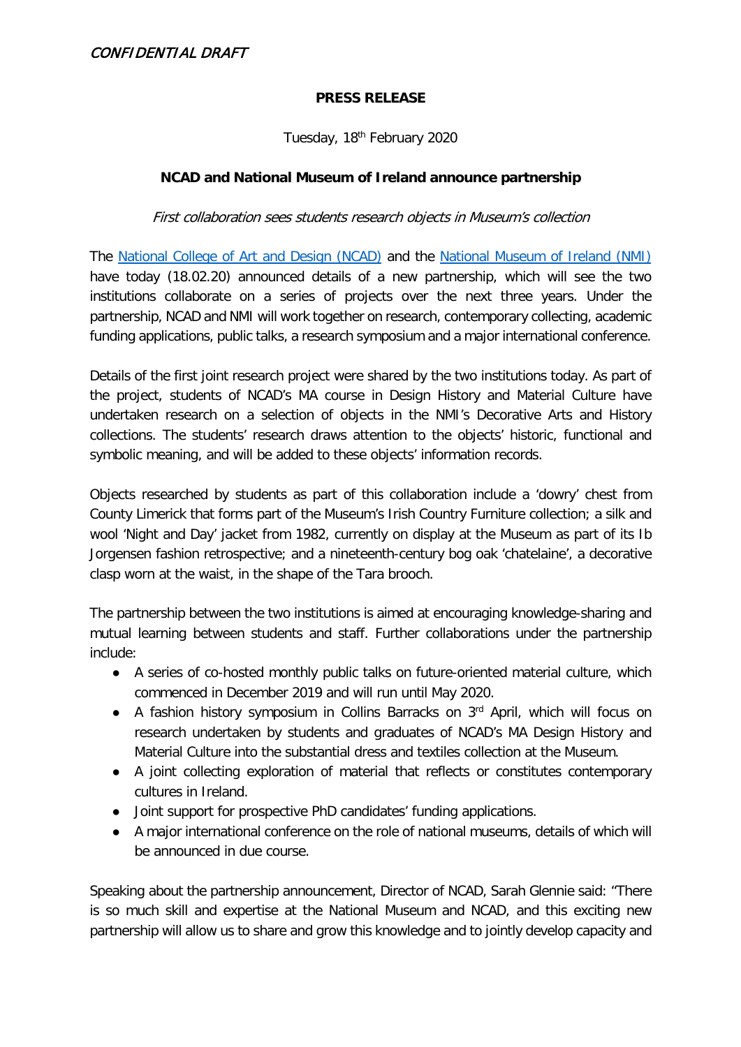*CONFIDENTIAL DRAFT*

**PRESS RELEASE**

Tuesday, 18th February 2020

**NCAD and National Museum of Ireland announce partnership**

*First collaboration sees students research objects in Museum's collection*

The [National College of Art and Design (NCAD)] and the [National Museum of Ireland (NMI)] have today (18.02.20) announced details of a new partnership, which will see the two institutions collaborate on a series of projects over the next three years. Under the partnership, NCAD and NMI will work together on research, contemporary collecting, academic funding applications, public talks, a research symposium and a major international conference.

Details of the first joint research project were shared by the two institutions today. As part of the project, students of NCAD's MA course in Design History and Material Culture have undertaken research on a selection of objects in the NMI's Decorative Arts and History collections. The students' research draws attention to the objects' historic, functional and symbolic meaning, and will be added to these objects' information records.

Objects researched by students as part of this collaboration include a 'dowry' chest from County Limerick that forms part of the Museum's Irish Country Furniture collection; a silk and wool 'Night and Day' jacket from 1982, currently on display at the Museum as part of its Ib Jorgensen fashion retrospective; and a nineteenth-century bog oak 'chatelaine', a decorative clasp worn at the waist, in the shape of the Tara brooch.

The partnership between the two institutions is aimed at encouraging knowledge-sharing and mutual learning between students and staff. Further collaborations under the partnership include:

- A series of co-hosted monthly public talks on future-oriented material culture, which commenced in December 2019 and will run until May 2020.
- A fashion history symposium in Collins Barracks on 3rd April, which will focus on research undertaken by students and graduates of NCAD's MA Design History and Material Culture into the substantial dress and textiles collection at the Museum.
- A joint collecting exploration of material that reflects or constitutes contemporary cultures in Ireland.
- Joint support for prospective PhD candidates' funding applications.
- A major international conference on the role of national museums, details of which will be announced in due course.

Speaking about the partnership announcement, Director of NCAD, Sarah Glennie said: "There is so much skill and expertise at the National Museum and NCAD, and this exciting new partnership will allow us to share and grow this knowledge and to jointly develop capacity and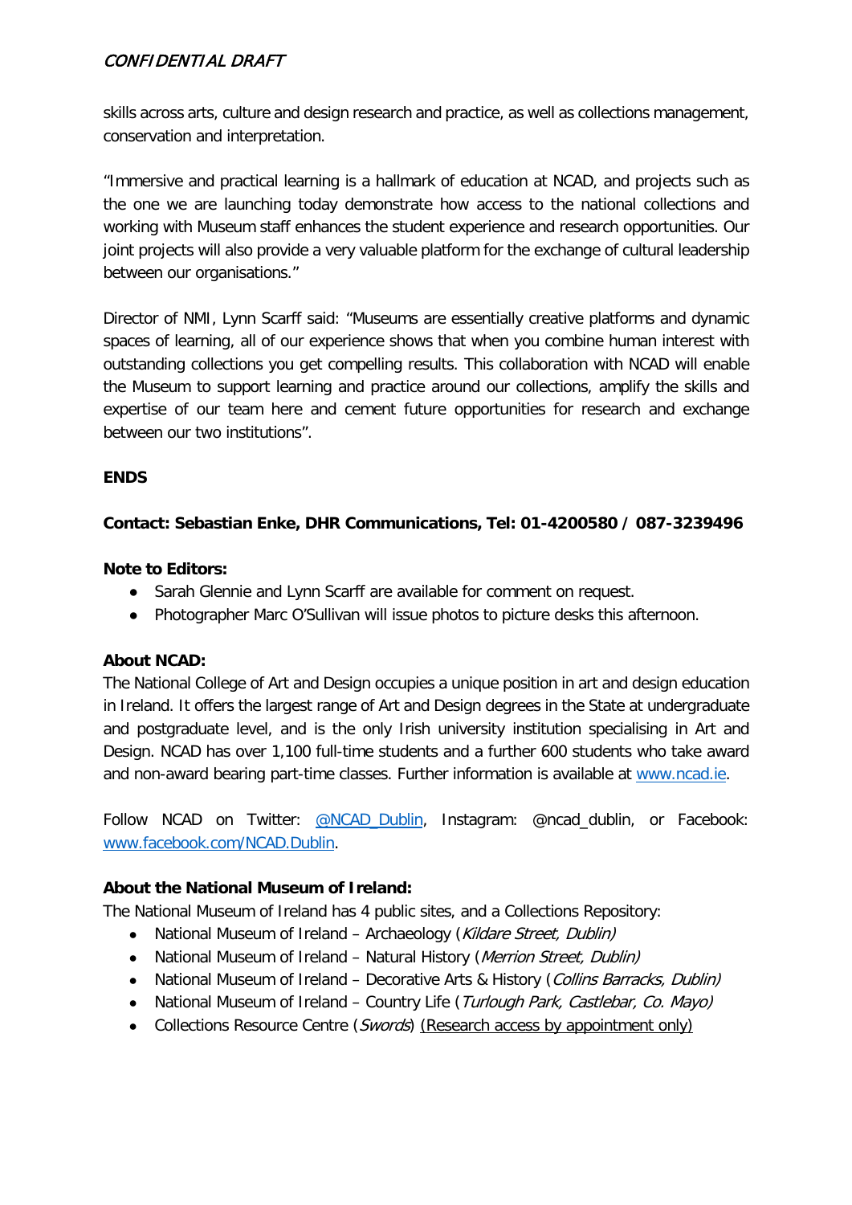skills across arts, culture and design research and practice, as well as collections management, conservation and interpretation.

"Immersive and practical learning is a hallmark of education at NCAD, and projects such as the one we are launching today demonstrate how access to the national collections and working with Museum staff enhances the student experience and research opportunities. Our joint projects will also provide a very valuable platform for the exchange of cultural leadership between our organisations."

Director of NMI, Lynn Scarff said: "Museums are essentially creative platforms and dynamic spaces of learning, all of our experience shows that when you combine human interest with outstanding collections you get compelling results. This collaboration with NCAD will enable the Museum to support learning and practice around our collections, amplify the skills and expertise of our team here and cement future opportunities for research and exchange between our two institutions".

**ENDS**

**Contact: Sebastian Enke, DHR Communications, Tel: 01-4200580 / 087-3239496**

**Note to Editors:**

- Sarah Glennie and Lynn Scarff are available for comment on request.
- Photographer Marc O'Sullivan will issue photos to picture desks this afternoon.

**About NCAD:**

The National College of Art and Design occupies a unique position in art and design education in Ireland. It offers the largest range of Art and Design degrees in the State at undergraduate and postgraduate level, and is the only Irish university institution specialising in Art and Design. NCAD has over 1,100 full-time students and a further 600 students who take award and non-award bearing part-time classes. Further information is available at [www.ncad.ie](http://www.ncad.ie).

Follow NCAD on Twitter: [@NCAD_Dublin](https://twitter.com/NCAD_Dublin), Instagram: @ncad_dublin, or Facebook: [www.facebook.com/NCAD.Dublin](http://www.facebook.com/NCAD.Dublin).

**About the National Museum of Ireland:**

The National Museum of Ireland has 4 public sites, and a Collections Repository:

- National Museum of Ireland – Archaeology (*Kildare Street, Dublin)*
- National Museum of Ireland – Natural History (*Merrion Street, Dublin)*
- National Museum of Ireland – Decorative Arts & History (*Collins Barracks, Dublin)*
- National Museum of Ireland – Country Life (*Turlough Park, Castlebar, Co. Mayo)*
- Collections Resource Centre (*Swords*) (Research access by appointment only)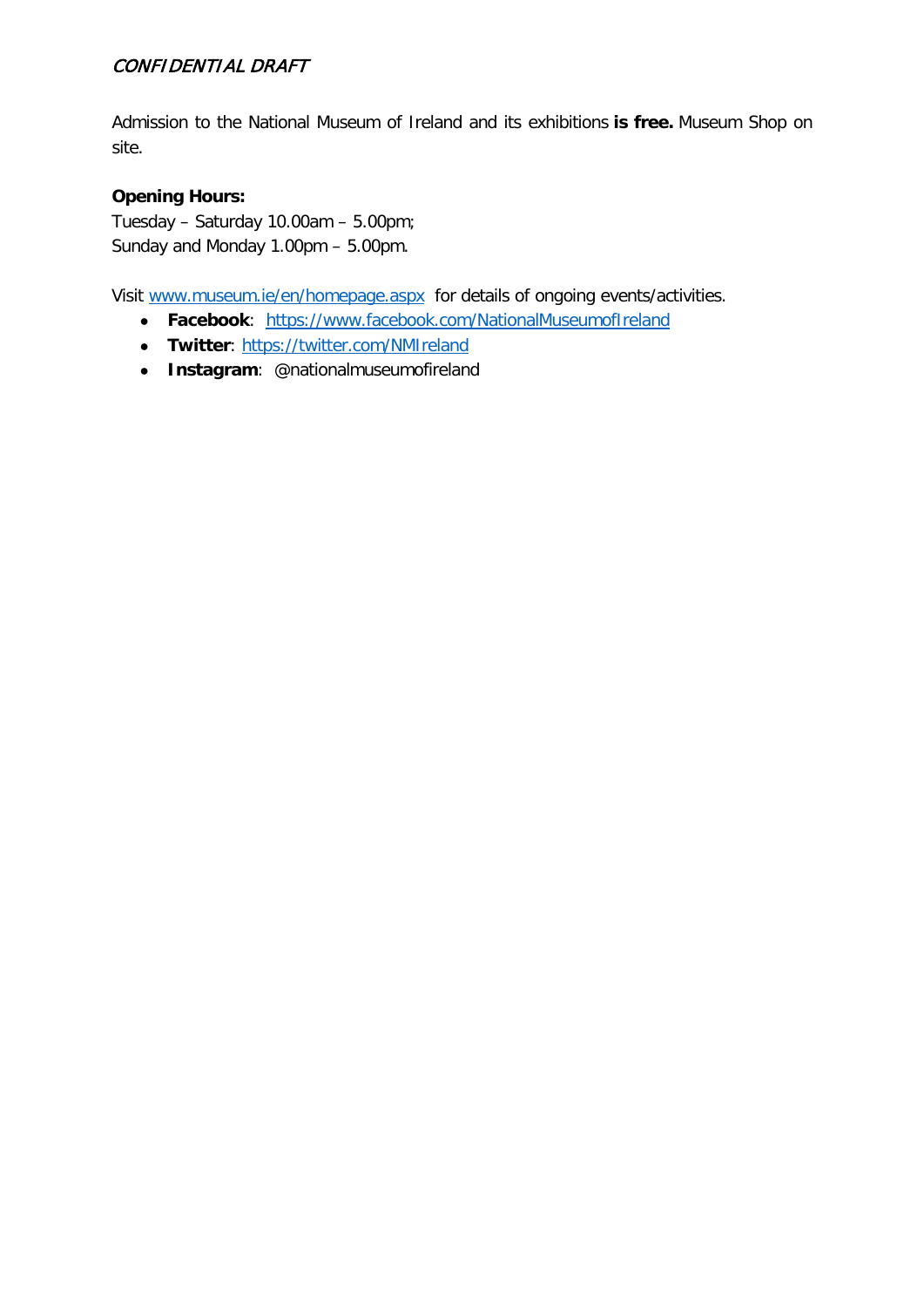*CONFIDENTIAL DRAFT*

Admission to the National Museum of Ireland and its exhibitions **is free.** Museum Shop on site.

**Opening Hours:**
Tuesday – Saturday 10.00am – 5.00pm;
Sunday and Monday 1.00pm – 5.00pm.

Visit www.museum.ie/en/homepage.aspx for details of ongoing events/activities.

- **Facebook**: https://www.facebook.com/NationalMuseumofIreland
- **Twitter**: https://twitter.com/NMIreland
- **Instagram**: @nationalmuseumofireland